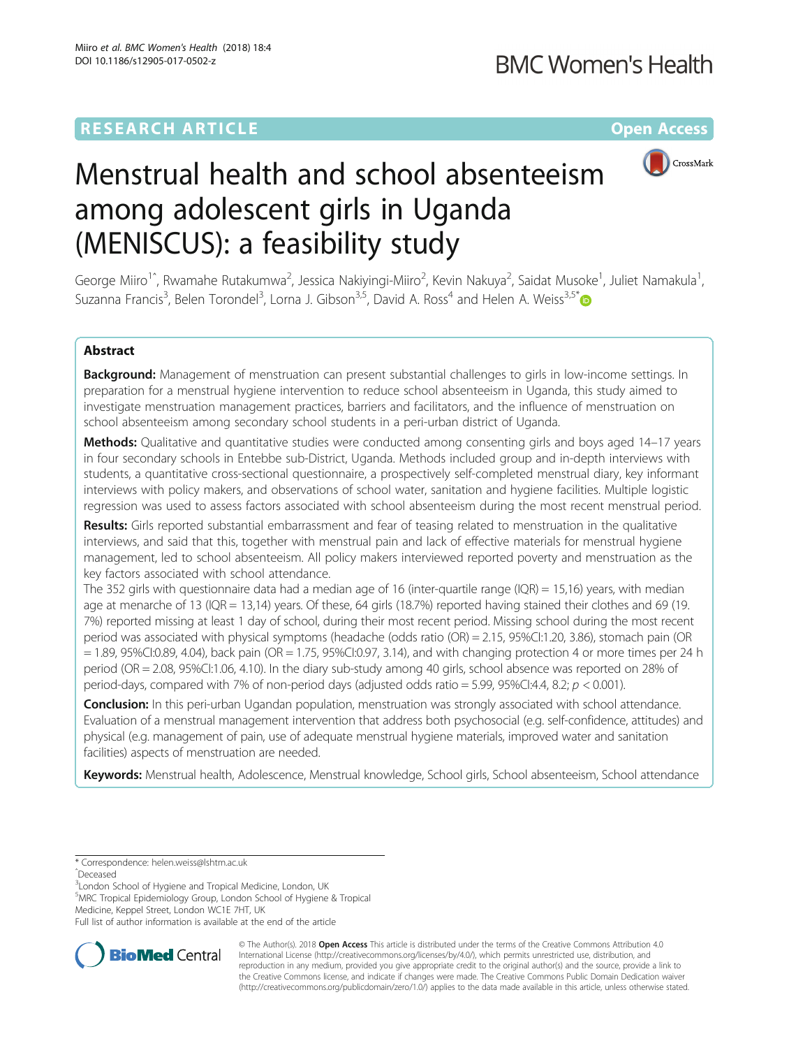RESEARCH ARTICLE

Open Access

# Menstrual health and school absenteeism among adolescent girls in Uganda (MENISCUS): a feasibility study

George Miiro[1^], Rwamahe Rutakumwa[2], Jessica Nakiyingi-Miiro[2], Kevin Nakuya[2], Saidat Musoke[1], Juliet Namakula[1], Suzanna Francis[3], Belen Torondel[3], Lorna J. Gibson[3,5], David A. Ross[4] and Helen A. Weiss[3,5*]

## Abstract

**Background:** Management of menstruation can present substantial challenges to girls in low-income settings. In preparation for a menstrual hygiene intervention to reduce school absenteeism in Uganda, this study aimed to investigate menstruation management practices, barriers and facilitators, and the influence of menstruation on school absenteeism among secondary school students in a peri-urban district of Uganda.

**Methods:** Qualitative and quantitative studies were conducted among consenting girls and boys aged 14–17 years in four secondary schools in Entebbe sub-District, Uganda. Methods included group and in-depth interviews with students, a quantitative cross-sectional questionnaire, a prospectively self-completed menstrual diary, key informant interviews with policy makers, and observations of school water, sanitation and hygiene facilities. Multiple logistic regression was used to assess factors associated with school absenteeism during the most recent menstrual period.

**Results:** Girls reported substantial embarrassment and fear of teasing related to menstruation in the qualitative interviews, and said that this, together with menstrual pain and lack of effective materials for menstrual hygiene management, led to school absenteeism. All policy makers interviewed reported poverty and menstruation as the key factors associated with school attendance.

The 352 girls with questionnaire data had a median age of 16 (inter-quartile range (IQR) = 15,16) years, with median age at menarche of 13 (IQR = 13,14) years. Of these, 64 girls (18.7%) reported having stained their clothes and 69 (19.7%) reported missing at least 1 day of school, during their most recent period. Missing school during the most recent period was associated with physical symptoms (headache (odds ratio (OR) = 2.15, 95%CI:1.20, 3.86), stomach pain (OR = 1.89, 95%CI:0.89, 4.04), back pain (OR = 1.75, 95%CI:0.97, 3.14), and with changing protection 4 or more times per 24 h period (OR = 2.08, 95%CI:1.06, 4.10). In the diary sub-study among 40 girls, school absence was reported on 28% of period-days, compared with 7% of non-period days (adjusted odds ratio = 5.99, 95%CI:4.4, 8.2; $p < 0.001$).

**Conclusion:** In this peri-urban Ugandan population, menstruation was strongly associated with school attendance. Evaluation of a menstrual management intervention that address both psychosocial (e.g. self-confidence, attitudes) and physical (e.g. management of pain, use of adequate menstrual hygiene materials, improved water and sanitation facilities) aspects of menstruation are needed.

**Keywords:** Menstrual health, Adolescence, Menstrual knowledge, School girls, School absenteeism, School attendance

---

* Correspondence: helen.weiss@lshtm.ac.uk
^Deceased
[3]London School of Hygiene and Tropical Medicine, London, UK
[5]MRC Tropical Epidemiology Group, London School of Hygiene & Tropical Medicine, Keppel Street, London WC1E 7HT, UK
Full list of author information is available at the end of the article

© The Author(s). 2018 **Open Access** This article is distributed under the terms of the Creative Commons Attribution 4.0 International License (http://creativecommons.org/licenses/by/4.0/), which permits unrestricted use, distribution, and reproduction in any medium, provided you give appropriate credit to the original author(s) and the source, provide a link to the Creative Commons license, and indicate if changes were made. The Creative Commons Public Domain Dedication waiver (http://creativecommons.org/publicdomain/zero/1.0/) applies to the data made available in this article, unless otherwise stated.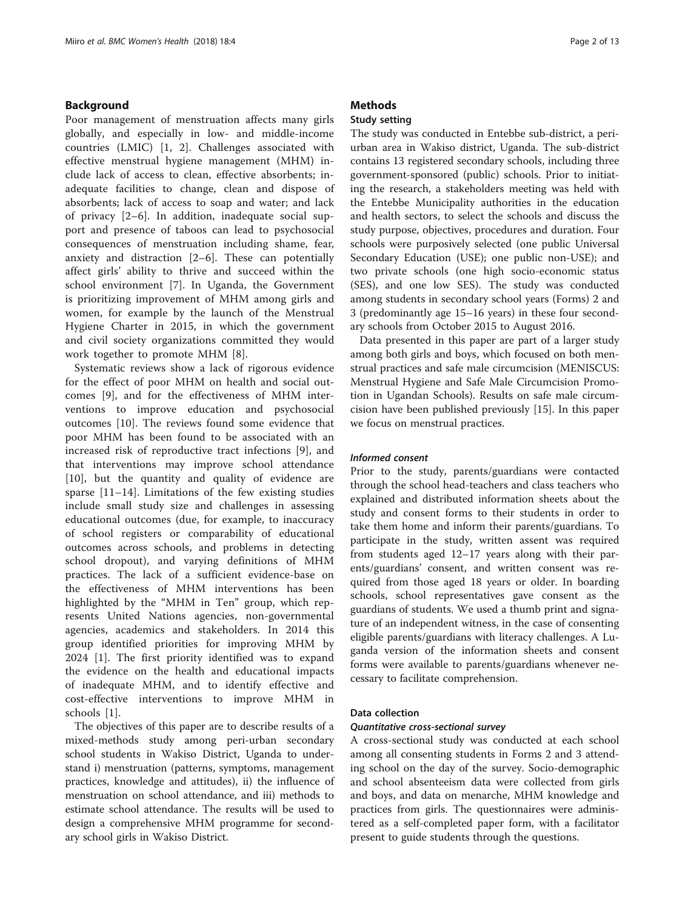## Background

Poor management of menstruation affects many girls globally, and especially in low- and middle-income countries (LMIC) [1, 2]. Challenges associated with effective menstrual hygiene management (MHM) include lack of access to clean, effective absorbents; inadequate facilities to change, clean and dispose of absorbents; lack of access to soap and water; and lack of privacy [2–6]. In addition, inadequate social support and presence of taboos can lead to psychosocial consequences of menstruation including shame, fear, anxiety and distraction [2–6]. These can potentially affect girls' ability to thrive and succeed within the school environment [7]. In Uganda, the Government is prioritizing improvement of MHM among girls and women, for example by the launch of the Menstrual Hygiene Charter in 2015, in which the government and civil society organizations committed they would work together to promote MHM [8].

Systematic reviews show a lack of rigorous evidence for the effect of poor MHM on health and social outcomes [9], and for the effectiveness of MHM interventions to improve education and psychosocial outcomes [10]. The reviews found some evidence that poor MHM has been found to be associated with an increased risk of reproductive tract infections [9], and that interventions may improve school attendance [10], but the quantity and quality of evidence are sparse [11–14]. Limitations of the few existing studies include small study size and challenges in assessing educational outcomes (due, for example, to inaccuracy of school registers or comparability of educational outcomes across schools, and problems in detecting school dropout), and varying definitions of MHM practices. The lack of a sufficient evidence-base on the effectiveness of MHM interventions has been highlighted by the "MHM in Ten" group, which represents United Nations agencies, non-governmental agencies, academics and stakeholders. In 2014 this group identified priorities for improving MHM by 2024 [1]. The first priority identified was to expand the evidence on the health and educational impacts of inadequate MHM, and to identify effective and cost-effective interventions to improve MHM in schools [1].

The objectives of this paper are to describe results of a mixed-methods study among peri-urban secondary school students in Wakiso District, Uganda to understand i) menstruation (patterns, symptoms, management practices, knowledge and attitudes), ii) the influence of menstruation on school attendance, and iii) methods to estimate school attendance. The results will be used to design a comprehensive MHM programme for secondary school girls in Wakiso District.

## Methods

### Study setting

The study was conducted in Entebbe sub-district, a peri-urban area in Wakiso district, Uganda. The sub-district contains 13 registered secondary schools, including three government-sponsored (public) schools. Prior to initiating the research, a stakeholders meeting was held with the Entebbe Municipality authorities in the education and health sectors, to select the schools and discuss the study purpose, objectives, procedures and duration. Four schools were purposively selected (one public Universal Secondary Education (USE); one public non-USE); and two private schools (one high socio-economic status (SES), and one low SES). The study was conducted among students in secondary school years (Forms) 2 and 3 (predominantly age 15–16 years) in these four secondary schools from October 2015 to August 2016.

Data presented in this paper are part of a larger study among both girls and boys, which focused on both menstrual practices and safe male circumcision (MENISCUS: Menstrual Hygiene and Safe Male Circumcision Promotion in Ugandan Schools). Results on safe male circumcision have been published previously [15]. In this paper we focus on menstrual practices.

#### *Informed consent*

Prior to the study, parents/guardians were contacted through the school head-teachers and class teachers who explained and distributed information sheets about the study and consent forms to their students in order to take them home and inform their parents/guardians. To participate in the study, written assent was required from students aged 12–17 years along with their parents/guardians' consent, and written consent was required from those aged 18 years or older. In boarding schools, school representatives gave consent as the guardians of students. We used a thumb print and signature of an independent witness, in the case of consenting eligible parents/guardians with literacy challenges. A Luganda version of the information sheets and consent forms were available to parents/guardians whenever necessary to facilitate comprehension.

### Data collection

#### *Quantitative cross-sectional survey*

A cross-sectional study was conducted at each school among all consenting students in Forms 2 and 3 attending school on the day of the survey. Socio-demographic and school absenteeism data were collected from girls and boys, and data on menarche, MHM knowledge and practices from girls. The questionnaires were administered as a self-completed paper form, with a facilitator present to guide students through the questions.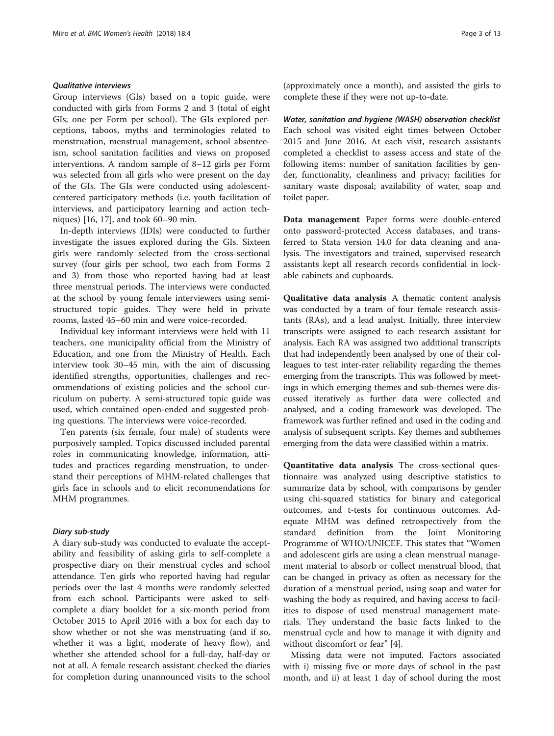#### *Qualitative interviews*

Group interviews (GIs) based on a topic guide, were conducted with girls from Forms 2 and 3 (total of eight GIs; one per Form per school). The GIs explored perceptions, taboos, myths and terminologies related to menstruation, menstrual management, school absenteeism, school sanitation facilities and views on proposed interventions. A random sample of 8–12 girls per Form was selected from all girls who were present on the day of the GIs. The GIs were conducted using adolescent-centered participatory methods (i.e. youth facilitation of interviews, and participatory learning and action techniques) [16, 17], and took 60–90 min.

In-depth interviews (IDIs) were conducted to further investigate the issues explored during the GIs. Sixteen girls were randomly selected from the cross-sectional survey (four girls per school, two each from Forms 2 and 3) from those who reported having had at least three menstrual periods. The interviews were conducted at the school by young female interviewers using semi-structured topic guides. They were held in private rooms, lasted 45–60 min and were voice-recorded.

Individual key informant interviews were held with 11 teachers, one municipality official from the Ministry of Education, and one from the Ministry of Health. Each interview took 30–45 min, with the aim of discussing identified strengths, opportunities, challenges and recommendations of existing policies and the school curriculum on puberty. A semi-structured topic guide was used, which contained open-ended and suggested probing questions. The interviews were voice-recorded.

Ten parents (six female, four male) of students were purposively sampled. Topics discussed included parental roles in communicating knowledge, information, attitudes and practices regarding menstruation, to understand their perceptions of MHM-related challenges that girls face in schools and to elicit recommendations for MHM programmes.

#### *Diary sub-study*

A diary sub-study was conducted to evaluate the acceptability and feasibility of asking girls to self-complete a prospective diary on their menstrual cycles and school attendance. Ten girls who reported having had regular periods over the last 4 months were randomly selected from each school. Participants were asked to self-complete a diary booklet for a six-month period from October 2015 to April 2016 with a box for each day to show whether or not she was menstruating (and if so, whether it was a light, moderate of heavy flow), and whether she attended school for a full-day, half-day or not at all. A female research assistant checked the diaries for completion during unannounced visits to the school (approximately once a month), and assisted the girls to complete these if they were not up-to-date.

#### *Water, sanitation and hygiene (WASH) observation checklist*

Each school was visited eight times between October 2015 and June 2016. At each visit, research assistants completed a checklist to assess access and state of the following items: number of sanitation facilities by gender, functionality, cleanliness and privacy; facilities for sanitary waste disposal; availability of water, soap and toilet paper.

**Data management** Paper forms were double-entered onto password-protected Access databases, and transferred to Stata version 14.0 for data cleaning and analysis. The investigators and trained, supervised research assistants kept all research records confidential in lockable cabinets and cupboards.

**Qualitative data analysis** A thematic content analysis was conducted by a team of four female research assistants (RAs), and a lead analyst. Initially, three interview transcripts were assigned to each research assistant for analysis. Each RA was assigned two additional transcripts that had independently been analysed by one of their colleagues to test inter-rater reliability regarding the themes emerging from the transcripts. This was followed by meetings in which emerging themes and sub-themes were discussed iteratively as further data were collected and analysed, and a coding framework was developed. The framework was further refined and used in the coding and analysis of subsequent scripts. Key themes and subthemes emerging from the data were classified within a matrix.

**Quantitative data analysis** The cross-sectional questionnaire was analyzed using descriptive statistics to summarize data by school, with comparisons by gender using chi-squared statistics for binary and categorical outcomes, and t-tests for continuous outcomes. Adequate MHM was defined retrospectively from the standard definition from the Joint Monitoring Programme of WHO/UNICEF. This states that "Women and adolescent girls are using a clean menstrual management material to absorb or collect menstrual blood, that can be changed in privacy as often as necessary for the duration of a menstrual period, using soap and water for washing the body as required, and having access to facilities to dispose of used menstrual management materials. They understand the basic facts linked to the menstrual cycle and how to manage it with dignity and without discomfort or fear" [4].

Missing data were not imputed. Factors associated with i) missing five or more days of school in the past month, and ii) at least 1 day of school during the most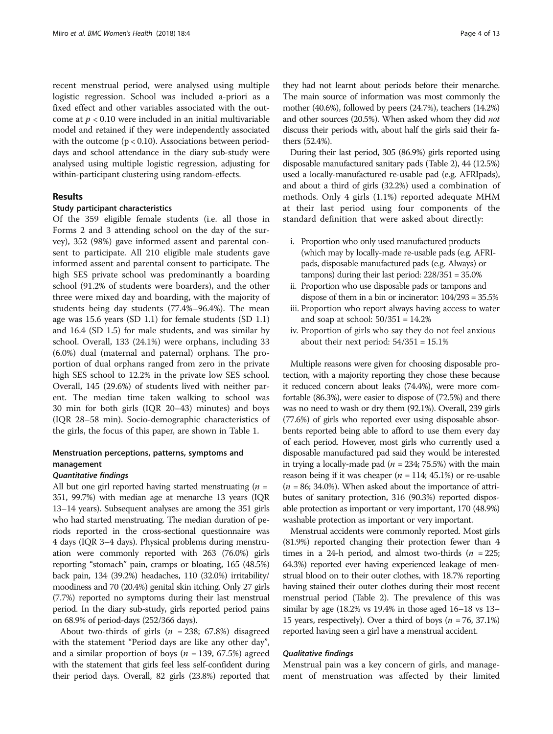recent menstrual period, were analysed using multiple logistic regression. School was included a-priori as a fixed effect and other variables associated with the outcome at $p < 0.10$ were included in an initial multivariable model and retained if they were independently associated with the outcome ($p < 0.10$). Associations between period-days and school attendance in the diary sub-study were analysed using multiple logistic regression, adjusting for within-participant clustering using random-effects.

## Results

### Study participant characteristics

Of the 359 eligible female students (i.e. all those in Forms 2 and 3 attending school on the day of the survey), 352 (98%) gave informed assent and parental consent to participate. All 210 eligible male students gave informed assent and parental consent to participate. The high SES private school was predominantly a boarding school (91.2% of students were boarders), and the other three were mixed day and boarding, with the majority of students being day students (77.4%–96.4%). The mean age was 15.6 years (SD 1.1) for female students (SD 1.1) and 16.4 (SD 1.5) for male students, and was similar by school. Overall, 133 (24.1%) were orphans, including 33 (6.0%) dual (maternal and paternal) orphans. The proportion of dual orphans ranged from zero in the private high SES school to 12.2% in the private low SES school. Overall, 145 (29.6%) of students lived with neither parent. The median time taken walking to school was 30 min for both girls (IQR 20–43) minutes) and boys (IQR 28–58 min). Socio-demographic characteristics of the girls, the focus of this paper, are shown in Table 1.

### Menstruation perceptions, patterns, symptoms and management

#### *Quantitative findings*

All but one girl reported having started menstruating ($n$ = 351, 99.7%) with median age at menarche 13 years (IQR 13–14 years). Subsequent analyses are among the 351 girls who had started menstruating. The median duration of periods reported in the cross-sectional questionnaire was 4 days (IQR 3–4 days). Physical problems during menstruation were commonly reported with 263 (76.0%) girls reporting "stomach" pain, cramps or bloating, 165 (48.5%) back pain, 134 (39.2%) headaches, 110 (32.0%) irritability/moodiness and 70 (20.4%) genital skin itching. Only 27 girls (7.7%) reported no symptoms during their last menstrual period. In the diary sub-study, girls reported period pains on 68.9% of period-days (252/366 days).

About two-thirds of girls ($n$ = 238; 67.8%) disagreed with the statement "Period days are like any other day", and a similar proportion of boys ($n$ = 139, 67.5%) agreed with the statement that girls feel less self-confident during their period days. Overall, 82 girls (23.8%) reported that they had not learnt about periods before their menarche. The main source of information was most commonly the mother (40.6%), followed by peers (24.7%), teachers (14.2%) and other sources (20.5%). When asked whom they did *not* discuss their periods with, about half the girls said their fathers (52.4%).

During their last period, 305 (86.9%) girls reported using disposable manufactured sanitary pads (Table 2), 44 (12.5%) used a locally-manufactured re-usable pad (e.g. AFRIpads), and about a third of girls (32.2%) used a combination of methods. Only 4 girls (1.1%) reported adequate MHM at their last period using four components of the standard definition that were asked about directly:

i. Proportion who only used manufactured products (which may by locally-made re-usable pads (e.g. AFRIpads, disposable manufactured pads (e.g. Always) or tampons) during their last period: 228/351 = 35.0%
ii. Proportion who use disposable pads or tampons and dispose of them in a bin or incinerator: 104/293 = 35.5%
iii. Proportion who report always having access to water and soap at school: 50/351 = 14.2%
iv. Proportion of girls who say they do not feel anxious about their next period: 54/351 = 15.1%

Multiple reasons were given for choosing disposable protection, with a majority reporting they chose these because it reduced concern about leaks (74.4%), were more comfortable (86.3%), were easier to dispose of (72.5%) and there was no need to wash or dry them (92.1%). Overall, 239 girls (77.6%) of girls who reported ever using disposable absorbents reported being able to afford to use them every day of each period. However, most girls who currently used a disposable manufactured pad said they would be interested in trying a locally-made pad ($n$ = 234; 75.5%) with the main reason being if it was cheaper ($n$ = 114; 45.1%) or re-usable ($n$ = 86; 34.0%). When asked about the importance of attributes of sanitary protection, 316 (90.3%) reported disposable protection as important or very important, 170 (48.9%) washable protection as important or very important.

Menstrual accidents were commonly reported. Most girls (81.9%) reported changing their protection fewer than 4 times in a 24-h period, and almost two-thirds ($n$ = 225; 64.3%) reported ever having experienced leakage of menstrual blood on to their outer clothes, with 18.7% reporting having stained their outer clothes during their most recent menstrual period (Table 2). The prevalence of this was similar by age (18.2% vs 19.4% in those aged 16–18 vs 13–15 years, respectively). Over a third of boys ($n$ = 76, 37.1%) reported having seen a girl have a menstrual accident.

#### *Qualitative findings*

Menstrual pain was a key concern of girls, and management of menstruation was affected by their limited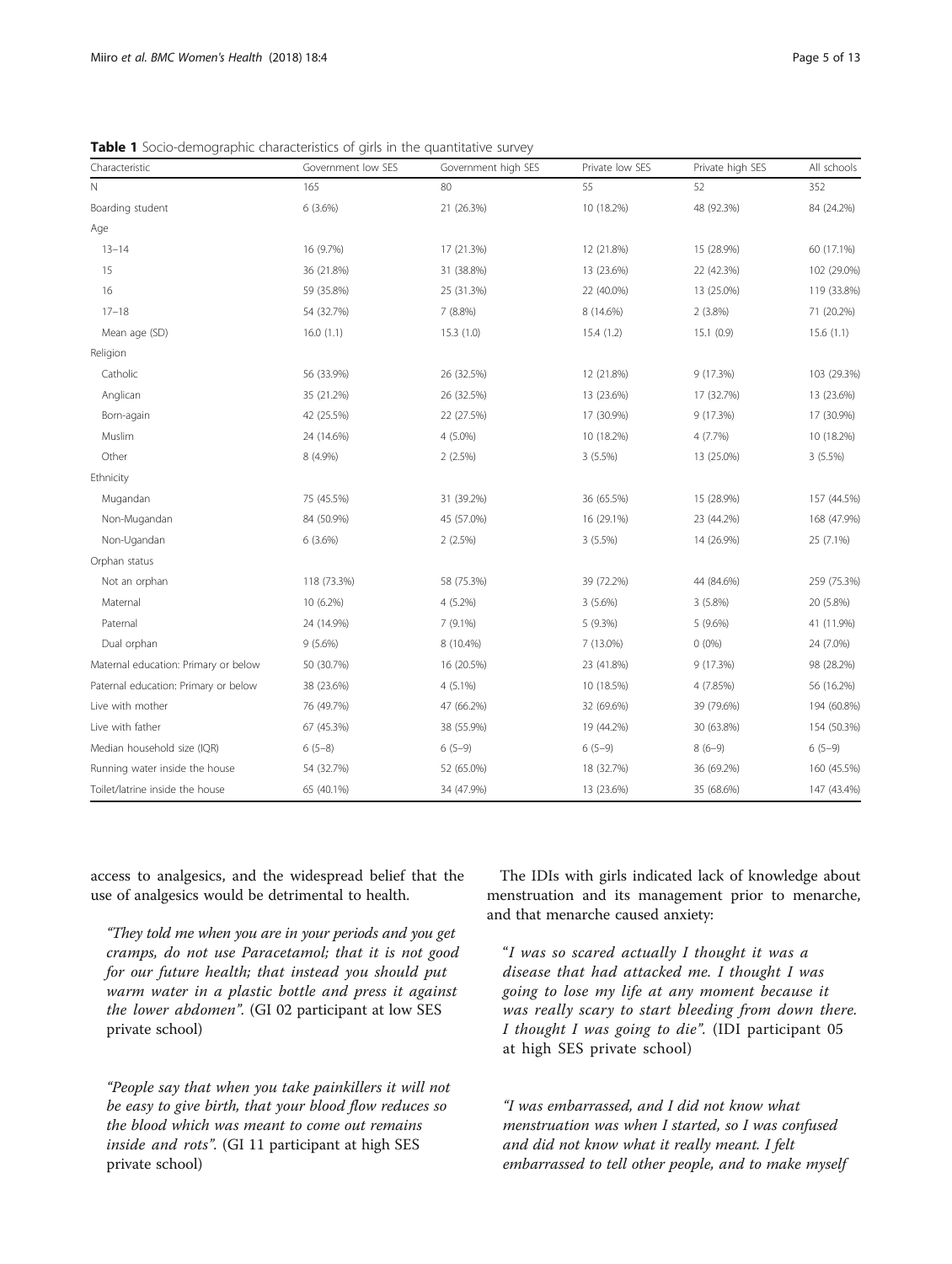**Table 1** Socio-demographic characteristics of girls in the quantitative survey

| Characteristic | Government low SES | Government high SES | Private low SES | Private high SES | All schools |
|---|---|---|---|---|---|
| N | 165 | 80 | 55 | 52 | 352 |
| Boarding student | 6 (3.6%) | 21 (26.3%) | 10 (18.2%) | 48 (92.3%) | 84 (24.2%) |
| Age | | | | | |
| 13–14 | 16 (9.7%) | 17 (21.3%) | 12 (21.8%) | 15 (28.9%) | 60 (17.1%) |
| 15 | 36 (21.8%) | 31 (38.8%) | 13 (23.6%) | 22 (42.3%) | 102 (29.0%) |
| 16 | 59 (35.8%) | 25 (31.3%) | 22 (40.0%) | 13 (25.0%) | 119 (33.8%) |
| 17–18 | 54 (32.7%) | 7 (8.8%) | 8 (14.6%) | 2 (3.8%) | 71 (20.2%) |
| Mean age (SD) | 16.0 (1.1) | 15.3 (1.0) | 15.4 (1.2) | 15.1 (0.9) | 15.6 (1.1) |
| Religion | | | | | |
| Catholic | 56 (33.9%) | 26 (32.5%) | 12 (21.8%) | 9 (17.3%) | 103 (29.3%) |
| Anglican | 35 (21.2%) | 26 (32.5%) | 13 (23.6%) | 17 (32.7%) | 13 (23.6%) |
| Born-again | 42 (25.5%) | 22 (27.5%) | 17 (30.9%) | 9 (17.3%) | 17 (30.9%) |
| Muslim | 24 (14.6%) | 4 (5.0%) | 10 (18.2%) | 4 (7.7%) | 10 (18.2%) |
| Other | 8 (4.9%) | 2 (2.5%) | 3 (5.5%) | 13 (25.0%) | 3 (5.5%) |
| Ethnicity | | | | | |
| Mugandan | 75 (45.5%) | 31 (39.2%) | 36 (65.5%) | 15 (28.9%) | 157 (44.5%) |
| Non-Mugandan | 84 (50.9%) | 45 (57.0%) | 16 (29.1%) | 23 (44.2%) | 168 (47.9%) |
| Non-Ugandan | 6 (3.6%) | 2 (2.5%) | 3 (5.5%) | 14 (26.9%) | 25 (7.1%) |
| Orphan status | | | | | |
| Not an orphan | 118 (73.3%) | 58 (75.3%) | 39 (72.2%) | 44 (84.6%) | 259 (75.3%) |
| Maternal | 10 (6.2%) | 4 (5.2%) | 3 (5.6%) | 3 (5.8%) | 20 (5.8%) |
| Paternal | 24 (14.9%) | 7 (9.1%) | 5 (9.3%) | 5 (9.6%) | 41 (11.9%) |
| Dual orphan | 9 (5.6%) | 8 (10.4%) | 7 (13.0%) | 0 (0%) | 24 (7.0%) |
| Maternal education: Primary or below | 50 (30.7%) | 16 (20.5%) | 23 (41.8%) | 9 (17.3%) | 98 (28.2%) |
| Paternal education: Primary or below | 38 (23.6%) | 4 (5.1%) | 10 (18.5%) | 4 (7.85%) | 56 (16.2%) |
| Live with mother | 76 (49.7%) | 47 (66.2%) | 32 (69.6%) | 39 (79.6%) | 194 (60.8%) |
| Live with father | 67 (45.3%) | 38 (55.9%) | 19 (44.2%) | 30 (63.8%) | 154 (50.3%) |
| Median household size (IQR) | 6 (5–8) | 6 (5–9) | 6 (5–9) | 8 (6–9) | 6 (5–9) |
| Running water inside the house | 54 (32.7%) | 52 (65.0%) | 18 (32.7%) | 36 (69.2%) | 160 (45.5%) |
| Toilet/latrine inside the house | 65 (40.1%) | 34 (47.9%) | 13 (23.6%) | 35 (68.6%) | 147 (43.4%) |

access to analgesics, and the widespread belief that the use of analgesics would be detrimental to health.

> *"They told me when you are in your periods and you get cramps, do not use Paracetamol; that it is not good for our future health; that instead you should put warm water in a plastic bottle and press it against the lower abdomen".* (GI 02 participant at low SES private school)

> *"People say that when you take painkillers it will not be easy to give birth, that your blood flow reduces so the blood which was meant to come out remains inside and rots".* (GI 11 participant at high SES private school)

The IDIs with girls indicated lack of knowledge about menstruation and its management prior to menarche, and that menarche caused anxiety:

> *"I was so scared actually I thought it was a disease that had attacked me. I thought I was going to lose my life at any moment because it was really scary to start bleeding from down there. I thought I was going to die".* (IDI participant 05 at high SES private school)

> *"I was embarrassed, and I did not know what menstruation was when I started, so I was confused and did not know what it really meant. I felt embarrassed to tell other people, and to make myself*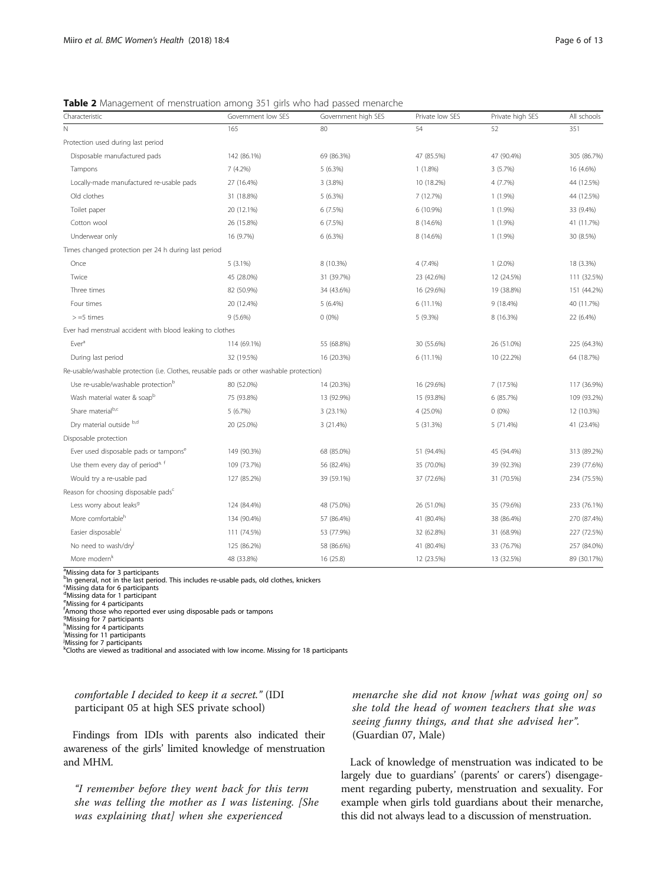**Table 2** Management of menstruation among 351 girls who had passed menarche

| Characteristic | Government low SES | Government high SES | Private low SES | Private high SES | All schools |
|---|---|---|---|---|---|
| N | 165 | 80 | 54 | 52 | 351 |
| Protection used during last period | | | | | |
| Disposable manufactured pads | 142 (86.1%) | 69 (86.3%) | 47 (85.5%) | 47 (90.4%) | 305 (86.7%) |
| Tampons | 7 (4.2%) | 5 (6.3%) | 1 (1.8%) | 3 (5.7%) | 16 (4.6%) |
| Locally-made manufactured re-usable pads | 27 (16.4%) | 3 (3.8%) | 10 (18.2%) | 4 (7.7%) | 44 (12.5%) |
| Old clothes | 31 (18.8%) | 5 (6.3%) | 7 (12.7%) | 1 (1.9%) | 44 (12.5%) |
| Toilet paper | 20 (12.1%) | 6 (7.5%) | 6 (10.9%) | 1 (1.9%) | 33 (9.4%) |
| Cotton wool | 26 (15.8%) | 6 (7.5%) | 8 (14.6%) | 1 (1.9%) | 41 (11.7%) |
| Underwear only | 16 (9.7%) | 6 (6.3%) | 8 (14.6%) | 1 (1.9%) | 30 (8.5%) |
| Times changed protection per 24 h during last period | | | | | |
| Once | 5 (3.1%) | 8 (10.3%) | 4 (7.4%) | 1 (2.0%) | 18 (3.3%) |
| Twice | 45 (28.0%) | 31 (39.7%) | 23 (42.6%) | 12 (24.5%) | 111 (32.5%) |
| Three times | 82 (50.9%) | 34 (43.6%) | 16 (29.6%) | 19 (38.8%) | 151 (44.2%) |
| Four times | 20 (12.4%) | 5 (6.4%) | 6 (11.1%) | 9 (18.4%) | 40 (11.7%) |
| >=5 times | 9 (5.6%) | 0 (0%) | 5 (9.3%) | 8 (16.3%) | 22 (6.4%) |
| Ever had menstrual accident with blood leaking to clothes | | | | | |
| Ever[a] | 114 (69.1%) | 55 (68.8%) | 30 (55.6%) | 26 (51.0%) | 225 (64.3%) |
| During last period | 32 (19.5%) | 16 (20.3%) | 6 (11.1%) | 10 (22.2%) | 64 (18.7%) |
| Re-usable/washable protection (i.e. Clothes, reusable pads or other washable protection) | | | | | |
| Use re-usable/washable protection[b] | 80 (52.0%) | 14 (20.3%) | 16 (29.6%) | 7 (17.5%) | 117 (36.9%) |
| Wash material water & soap[b] | 75 (93.8%) | 13 (92.9%) | 15 (93.8%) | 6 (85.7%) | 109 (93.2%) |
| Share material[b,c] | 5 (6.7%) | 3 (23.1%) | 4 (25.0%) | 0 (0%) | 12 (10.3%) |
| Dry material outside [b,d] | 20 (25.0%) | 3 (21.4%) | 5 (31.3%) | 5 (71.4%) | 41 (23.4%) |
| Disposable protection | | | | | |
| Ever used disposable pads or tampons[e] | 149 (90.3%) | 68 (85.0%) | 51 (94.4%) | 45 (94.4%) | 313 (89.2%) |
| Use them every day of period[a, f] | 109 (73.7%) | 56 (82.4%) | 35 (70.0%) | 39 (92.3%) | 239 (77.6%) |
| Would try a re-usable pad | 127 (85.2%) | 39 (59.1%) | 37 (72.6%) | 31 (70.5%) | 234 (75.5%) |
| Reason for choosing disposable pads[c] | | | | | |
| Less worry about leaks[g] | 124 (84.4%) | 48 (75.0%) | 26 (51.0%) | 35 (79.6%) | 233 (76.1%) |
| More comfortable[h] | 134 (90.4%) | 57 (86.4%) | 41 (80.4%) | 38 (86.4%) | 270 (87.4%) |
| Easier disposable[i] | 111 (74.5%) | 53 (77.9%) | 32 (62.8%) | 31 (68.9%) | 227 (72.5%) |
| No need to wash/dry[j] | 125 (86.2%) | 58 (86.6%) | 41 (80.4%) | 33 (76.7%) | 257 (84.0%) |
| More modern[k] | 48 (33.8%) | 16 (25.8) | 12 (23.5%) | 13 (32.5%) | 89 (30.17%) |

[a]Missing data for 3 participants
[b]In general, not in the last period. This includes re-usable pads, old clothes, knickers
[c]Missing data for 6 participants
[d]Missing data for 1 participant
[e]Missing for 4 participants
[f]Among those who reported ever using disposable pads or tampons
[g]Missing for 7 participants
[h]Missing for 4 participants
[i]Missing for 11 participants
[j]Missing for 7 participants
[k]Cloths are viewed as traditional and associated with low income. Missing for 18 participants

*comfortable I decided to keep it a secret."* (IDI participant 05 at high SES private school)

Findings from IDIs with parents also indicated their awareness of the girls' limited knowledge of menstruation and MHM.

*"I remember before they went back for this term she was telling the mother as I was listening. [She was explaining that] when she experienced menarche she did not know [what was going on] so she told the head of women teachers that she was seeing funny things, and that she advised her".* (Guardian 07, Male)

Lack of knowledge of menstruation was indicated to be largely due to guardians' (parents' or carers') disengagement regarding puberty, menstruation and sexuality. For example when girls told guardians about their menarche, this did not always lead to a discussion of menstruation.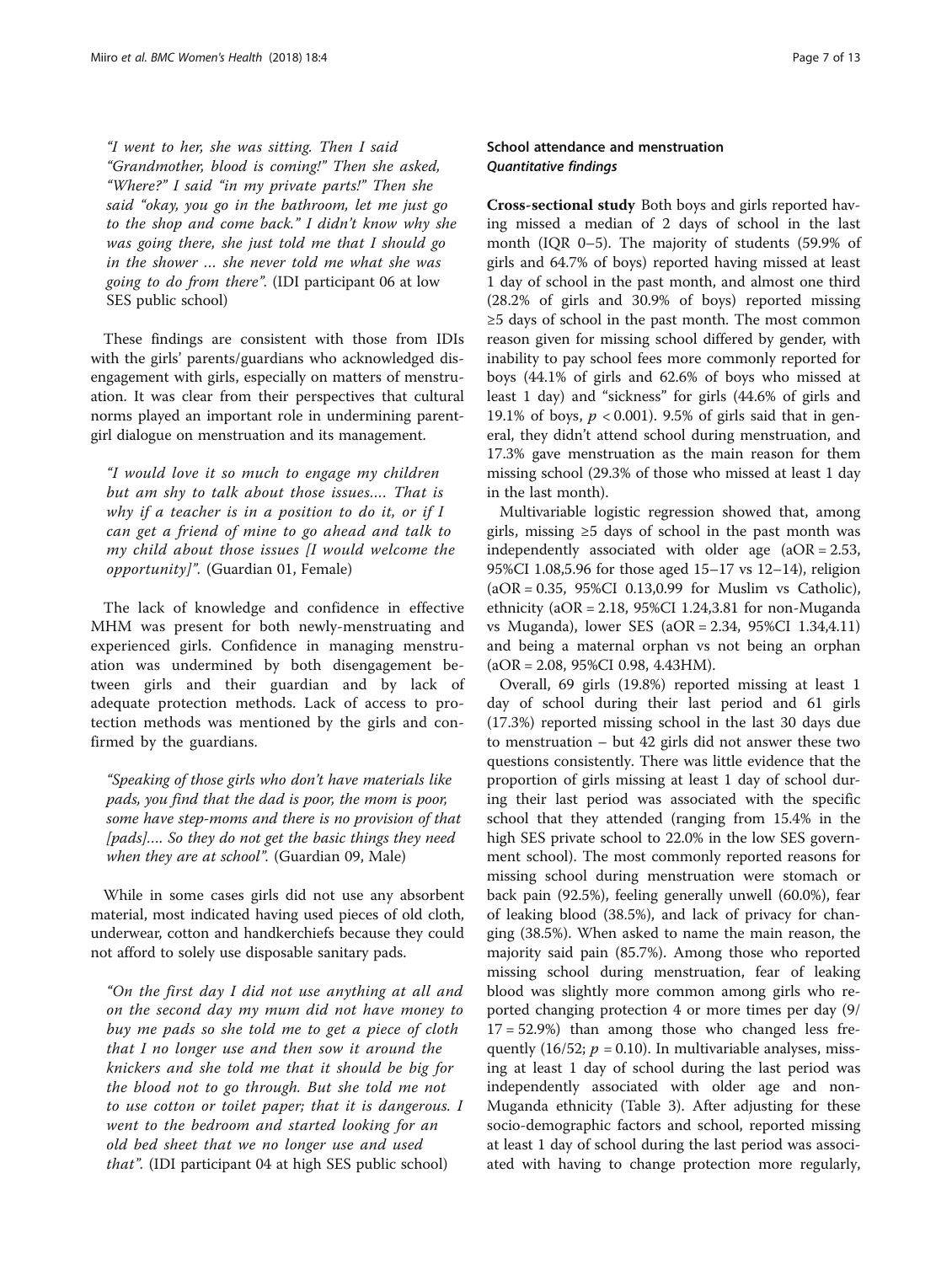"I went to her, she was sitting. Then I said "Grandmother, blood is coming!" Then she asked, "Where?" I said "in my private parts!" Then she said "okay, you go in the bathroom, let me just go to the shop and come back." I didn't know why she was going there, she just told me that I should go in the shower … she never told me what she was going to do from there". (IDI participant 06 at low SES public school)

These findings are consistent with those from IDIs with the girls' parents/guardians who acknowledged disengagement with girls, especially on matters of menstruation. It was clear from their perspectives that cultural norms played an important role in undermining parent-girl dialogue on menstruation and its management.

"I would love it so much to engage my children but am shy to talk about those issues…. That is why if a teacher is in a position to do it, or if I can get a friend of mine to go ahead and talk to my child about those issues [I would welcome the opportunity]". (Guardian 01, Female)

The lack of knowledge and confidence in effective MHM was present for both newly-menstruating and experienced girls. Confidence in managing menstruation was undermined by both disengagement between girls and their guardian and by lack of adequate protection methods. Lack of access to protection methods was mentioned by the girls and confirmed by the guardians.

"Speaking of those girls who don't have materials like pads, you find that the dad is poor, the mom is poor, some have step-moms and there is no provision of that [pads]…. So they do not get the basic things they need when they are at school". (Guardian 09, Male)

While in some cases girls did not use any absorbent material, most indicated having used pieces of old cloth, underwear, cotton and handkerchiefs because they could not afford to solely use disposable sanitary pads.

"On the first day I did not use anything at all and on the second day my mum did not have money to buy me pads so she told me to get a piece of cloth that I no longer use and then sow it around the knickers and she told me that it should be big for the blood not to go through. But she told me not to use cotton or toilet paper; that it is dangerous. I went to the bedroom and started looking for an old bed sheet that we no longer use and used that". (IDI participant 04 at high SES public school)

## School attendance and menstruation

### *Quantitative findings*

**Cross-sectional study** Both boys and girls reported having missed a median of 2 days of school in the last month (IQR 0–5). The majority of students (59.9% of girls and 64.7% of boys) reported having missed at least 1 day of school in the past month, and almost one third (28.2% of girls and 30.9% of boys) reported missing ≥5 days of school in the past month. The most common reason given for missing school differed by gender, with inability to pay school fees more commonly reported for boys (44.1% of girls and 62.6% of boys who missed at least 1 day) and "sickness" for girls (44.6% of girls and 19.1% of boys, $p < 0.001$). 9.5% of girls said that in general, they didn't attend school during menstruation, and 17.3% gave menstruation as the main reason for them missing school (29.3% of those who missed at least 1 day in the last month).

Multivariable logistic regression showed that, among girls, missing ≥5 days of school in the past month was independently associated with older age (aOR = 2.53, 95%CI 1.08,5.96 for those aged 15–17 vs 12–14), religion (aOR = 0.35, 95%CI 0.13,0.99 for Muslim vs Catholic), ethnicity (aOR = 2.18, 95%CI 1.24,3.81 for non-Muganda vs Muganda), lower SES (aOR = 2.34, 95%CI 1.34,4.11) and being a maternal orphan vs not being an orphan (aOR = 2.08, 95%CI 0.98, 4.43HM).

Overall, 69 girls (19.8%) reported missing at least 1 day of school during their last period and 61 girls (17.3%) reported missing school in the last 30 days due to menstruation – but 42 girls did not answer these two questions consistently. There was little evidence that the proportion of girls missing at least 1 day of school during their last period was associated with the specific school that they attended (ranging from 15.4% in the high SES private school to 22.0% in the low SES government school). The most commonly reported reasons for missing school during menstruation were stomach or back pain (92.5%), feeling generally unwell (60.0%), fear of leaking blood (38.5%), and lack of privacy for changing (38.5%). When asked to name the main reason, the majority said pain (85.7%). Among those who reported missing school during menstruation, fear of leaking blood was slightly more common among girls who reported changing protection 4 or more times per day (9/17 = 52.9%) than among those who changed less frequently (16/52; $p = 0.10$). In multivariable analyses, missing at least 1 day of school during the last period was independently associated with older age and non-Muganda ethnicity (Table 3). After adjusting for these socio-demographic factors and school, reported missing at least 1 day of school during the last period was associated with having to change protection more regularly,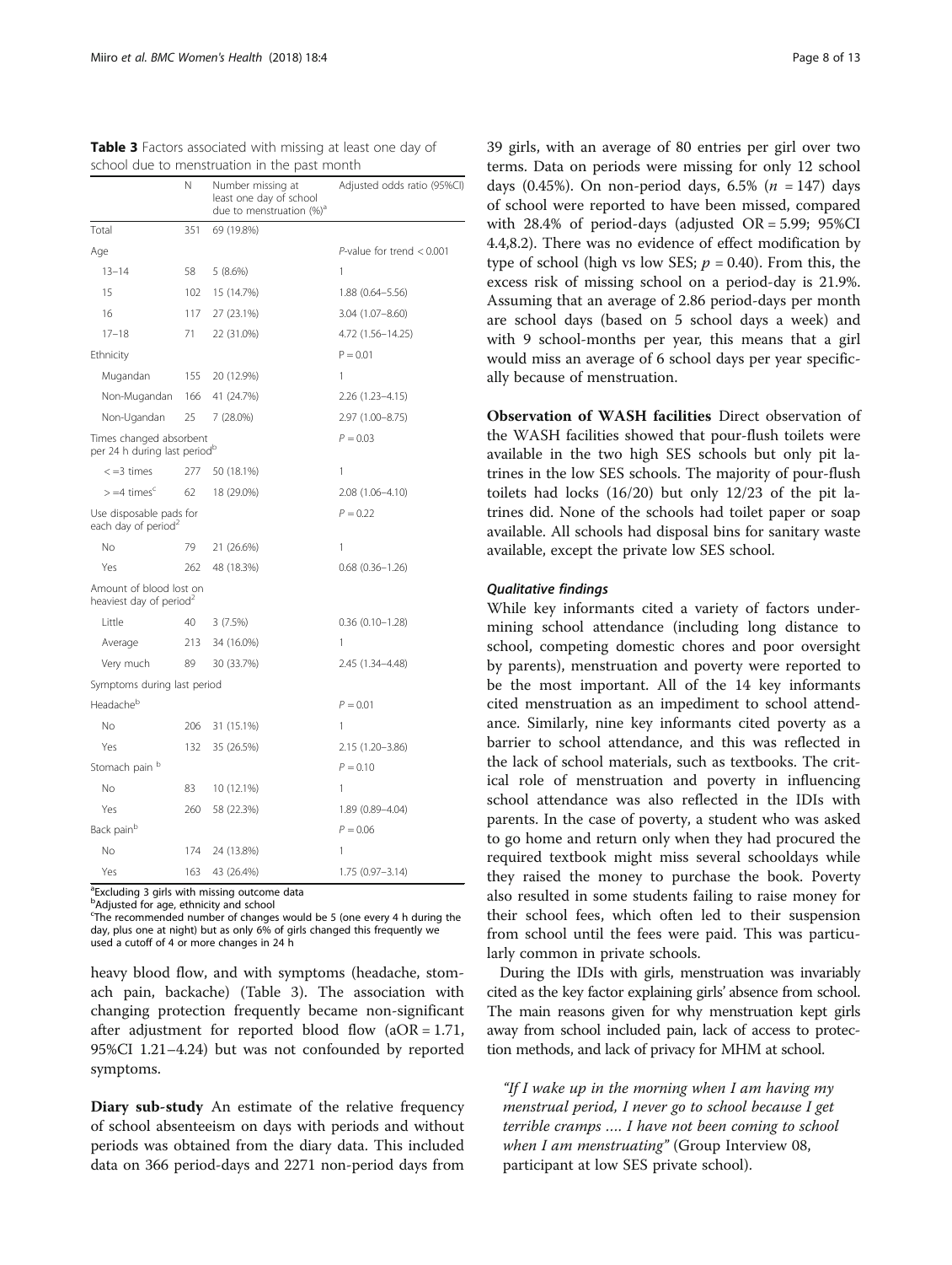**Table 3** Factors associated with missing at least one day of school due to menstruation in the past month

| | N | Number missing at least one day of school due to menstruation (%)[a] | Adjusted odds ratio (95%CI) |
|---|---|---|---|
| Total | 351 | 69 (19.8%) | |
| Age | | | *P*-value for trend < 0.001 |
| 13–14 | 58 | 5 (8.6%) | 1 |
| 15 | 102 | 15 (14.7%) | 1.88 (0.64–5.56) |
| 16 | 117 | 27 (23.1%) | 3.04 (1.07–8.60) |
| 17–18 | 71 | 22 (31.0%) | 4.72 (1.56–14.25) |
| Ethnicity | | | P = 0.01 |
| Mugandan | 155 | 20 (12.9%) | 1 |
| Non-Mugandan | 166 | 41 (24.7%) | 2.26 (1.23–4.15) |
| Non-Ugandan | 25 | 7 (28.0%) | 2.97 (1.00–8.75) |
| Times changed absorbent per 24 h during last period[b] | | | *P* = 0.03 |
| < =3 times | 277 | 50 (18.1%) | 1 |
| > =4 times[c] | 62 | 18 (29.0%) | 2.08 (1.06–4.10) |
| Use disposable pads for each day of period[2] | | | *P* = 0.22 |
| No | 79 | 21 (26.6%) | 1 |
| Yes | 262 | 48 (18.3%) | 0.68 (0.36–1.26) |
| Amount of blood lost on heaviest day of period[2] | | | |
| Little | 40 | 3 (7.5%) | 0.36 (0.10–1.28) |
| Average | 213 | 34 (16.0%) | 1 |
| Very much | 89 | 30 (33.7%) | 2.45 (1.34–4.48) |
| Symptoms during last period | | | |
| Headache[b] | | | *P* = 0.01 |
| No | 206 | 31 (15.1%) | 1 |
| Yes | 132 | 35 (26.5%) | 2.15 (1.20–3.86) |
| Stomach pain [b] | | | *P* = 0.10 |
| No | 83 | 10 (12.1%) | 1 |
| Yes | 260 | 58 (22.3%) | 1.89 (0.89–4.04) |
| Back pain[b] | | | *P* = 0.06 |
| No | 174 | 24 (13.8%) | 1 |
| Yes | 163 | 43 (26.4%) | 1.75 (0.97–3.14) |

[a]Excluding 3 girls with missing outcome data
[b]Adjusted for age, ethnicity and school
[c]The recommended number of changes would be 5 (one every 4 h during the day, plus one at night) but as only 6% of girls changed this frequently we used a cutoff of 4 or more changes in 24 h

heavy blood flow, and with symptoms (headache, stomach pain, backache) (Table 3). The association with changing protection frequently became non-significant after adjustment for reported blood flow (aOR = 1.71, 95%CI 1.21–4.24) but was not confounded by reported symptoms.

**Diary sub-study** An estimate of the relative frequency of school absenteeism on days with periods and without periods was obtained from the diary data. This included data on 366 period-days and 2271 non-period days from 39 girls, with an average of 80 entries per girl over two terms. Data on periods were missing for only 12 school days (0.45%). On non-period days, 6.5% ($n$ = 147) days of school were reported to have been missed, compared with 28.4% of period-days (adjusted OR = 5.99; 95%CI 4.4,8.2). There was no evidence of effect modification by type of school (high vs low SES; $p$ = 0.40). From this, the excess risk of missing school on a period-day is 21.9%. Assuming that an average of 2.86 period-days per month are school days (based on 5 school days a week) and with 9 school-months per year, this means that a girl would miss an average of 6 school days per year specifically because of menstruation.

**Observation of WASH facilities** Direct observation of the WASH facilities showed that pour-flush toilets were available in the two high SES schools but only pit latrines in the low SES schools. The majority of pour-flush toilets had locks (16/20) but only 12/23 of the pit latrines did. None of the schools had toilet paper or soap available. All schools had disposal bins for sanitary waste available, except the private low SES school.

### *Qualitative findings*

While key informants cited a variety of factors undermining school attendance (including long distance to school, competing domestic chores and poor oversight by parents), menstruation and poverty were reported to be the most important. All of the 14 key informants cited menstruation as an impediment to school attendance. Similarly, nine key informants cited poverty as a barrier to school attendance, and this was reflected in the lack of school materials, such as textbooks. The critical role of menstruation and poverty in influencing school attendance was also reflected in the IDIs with parents. In the case of poverty, a student who was asked to go home and return only when they had procured the required textbook might miss several schooldays while they raised the money to purchase the book. Poverty also resulted in some students failing to raise money for their school fees, which often led to their suspension from school until the fees were paid. This was particularly common in private schools.

During the IDIs with girls, menstruation was invariably cited as the key factor explaining girls' absence from school. The main reasons given for why menstruation kept girls away from school included pain, lack of access to protection methods, and lack of privacy for MHM at school.

> *"If I wake up in the morning when I am having my menstrual period, I never go to school because I get terrible cramps …. I have not been coming to school when I am menstruating"* (Group Interview 08, participant at low SES private school).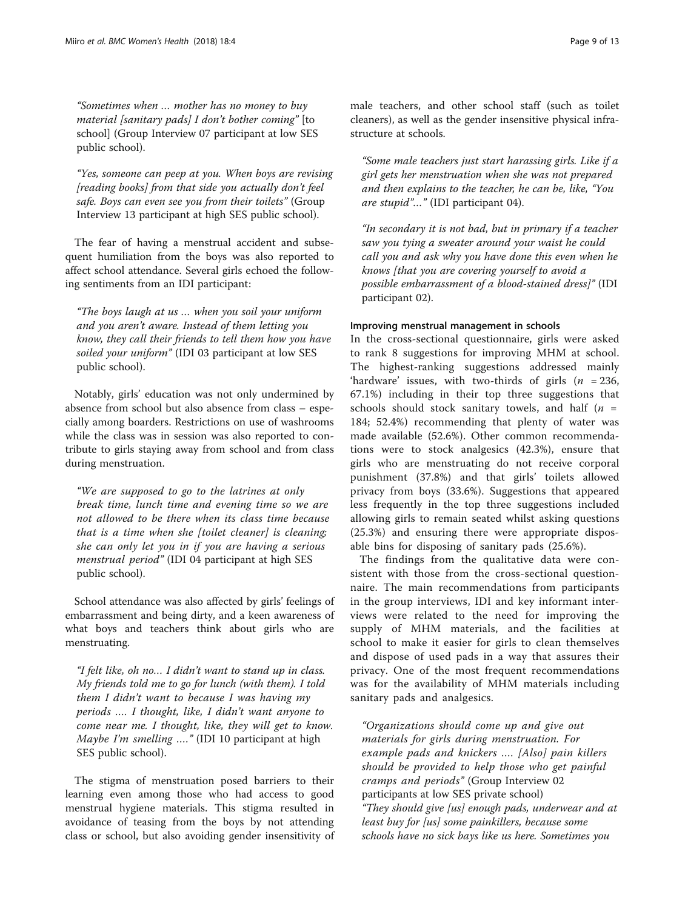*"Sometimes when … mother has no money to buy material [sanitary pads] I don't bother coming"* [to school] (Group Interview 07 participant at low SES public school).

*"Yes, someone can peep at you. When boys are revising [reading books] from that side you actually don't feel safe. Boys can even see you from their toilets"* (Group Interview 13 participant at high SES public school).

The fear of having a menstrual accident and subsequent humiliation from the boys was also reported to affect school attendance. Several girls echoed the following sentiments from an IDI participant:

*"The boys laugh at us … when you soil your uniform and you aren't aware. Instead of them letting you know, they call their friends to tell them how you have soiled your uniform"* (IDI 03 participant at low SES public school).

Notably, girls' education was not only undermined by absence from school but also absence from class – especially among boarders. Restrictions on use of washrooms while the class was in session was also reported to contribute to girls staying away from school and from class during menstruation.

*"We are supposed to go to the latrines at only break time, lunch time and evening time so we are not allowed to be there when its class time because that is a time when she [toilet cleaner] is cleaning; she can only let you in if you are having a serious menstrual period"* (IDI 04 participant at high SES public school).

School attendance was also affected by girls' feelings of embarrassment and being dirty, and a keen awareness of what boys and teachers think about girls who are menstruating.

*"I felt like, oh no… I didn't want to stand up in class. My friends told me to go for lunch (with them). I told them I didn't want to because I was having my periods …. I thought, like, I didn't want anyone to come near me. I thought, like, they will get to know. Maybe I'm smelling …."* (IDI 10 participant at high SES public school).

The stigma of menstruation posed barriers to their learning even among those who had access to good menstrual hygiene materials. This stigma resulted in avoidance of teasing from the boys by not attending class or school, but also avoiding gender insensitivity of male teachers, and other school staff (such as toilet cleaners), as well as the gender insensitive physical infrastructure at schools.

*"Some male teachers just start harassing girls. Like if a girl gets her menstruation when she was not prepared and then explains to the teacher, he can be, like, "You are stupid"…"* (IDI participant 04).

*"In secondary it is not bad, but in primary if a teacher saw you tying a sweater around your waist he could call you and ask why you have done this even when he knows [that you are covering yourself to avoid a possible embarrassment of a blood-stained dress]"* (IDI participant 02).

### Improving menstrual management in schools

In the cross-sectional questionnaire, girls were asked to rank 8 suggestions for improving MHM at school. The highest-ranking suggestions addressed mainly 'hardware' issues, with two-thirds of girls ($n = 236$, 67.1%) including in their top three suggestions that schools should stock sanitary towels, and half ($n = 184$; 52.4%) recommending that plenty of water was made available (52.6%). Other common recommendations were to stock analgesics (42.3%), ensure that girls who are menstruating do not receive corporal punishment (37.8%) and that girls' toilets allowed privacy from boys (33.6%). Suggestions that appeared less frequently in the top three suggestions included allowing girls to remain seated whilst asking questions (25.3%) and ensuring there were appropriate disposable bins for disposing of sanitary pads (25.6%).

The findings from the qualitative data were consistent with those from the cross-sectional questionnaire. The main recommendations from participants in the group interviews, IDI and key informant interviews were related to the need for improving the supply of MHM materials, and the facilities at school to make it easier for girls to clean themselves and dispose of used pads in a way that assures their privacy. One of the most frequent recommendations was for the availability of MHM materials including sanitary pads and analgesics.

*"Organizations should come up and give out materials for girls during menstruation. For example pads and knickers …. [Also] pain killers should be provided to help those who get painful cramps and periods"* (Group Interview 02 participants at low SES private school)
*"They should give [us] enough pads, underwear and at least buy for [us] some painkillers, because some schools have no sick bays like us here. Sometimes you*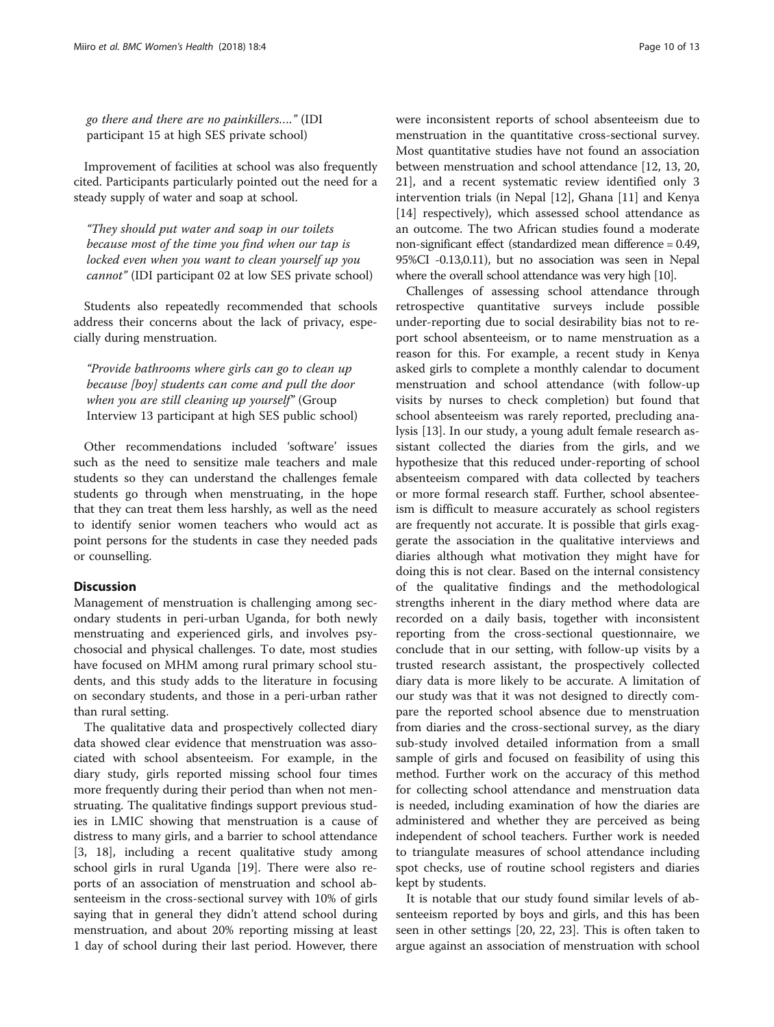*go there and there are no painkillers…."* (IDI participant 15 at high SES private school)

Improvement of facilities at school was also frequently cited. Participants particularly pointed out the need for a steady supply of water and soap at school.

> *"They should put water and soap in our toilets because most of the time you find when our tap is locked even when you want to clean yourself up you cannot"* (IDI participant 02 at low SES private school)

Students also repeatedly recommended that schools address their concerns about the lack of privacy, especially during menstruation.

> *"Provide bathrooms where girls can go to clean up because [boy] students can come and pull the door when you are still cleaning up yourself"* (Group Interview 13 participant at high SES public school)

Other recommendations included 'software' issues such as the need to sensitize male teachers and male students so they can understand the challenges female students go through when menstruating, in the hope that they can treat them less harshly, as well as the need to identify senior women teachers who would act as point persons for the students in case they needed pads or counselling.

## Discussion

Management of menstruation is challenging among secondary students in peri-urban Uganda, for both newly menstruating and experienced girls, and involves psychosocial and physical challenges. To date, most studies have focused on MHM among rural primary school students, and this study adds to the literature in focusing on secondary students, and those in a peri-urban rather than rural setting.

The qualitative data and prospectively collected diary data showed clear evidence that menstruation was associated with school absenteeism. For example, in the diary study, girls reported missing school four times more frequently during their period than when not menstruating. The qualitative findings support previous studies in LMIC showing that menstruation is a cause of distress to many girls, and a barrier to school attendance [3, 18], including a recent qualitative study among school girls in rural Uganda [19]. There were also reports of an association of menstruation and school absenteeism in the cross-sectional survey with 10% of girls saying that in general they didn't attend school during menstruation, and about 20% reporting missing at least 1 day of school during their last period. However, there were inconsistent reports of school absenteeism due to menstruation in the quantitative cross-sectional survey. Most quantitative studies have not found an association between menstruation and school attendance [12, 13, 20, 21], and a recent systematic review identified only 3 intervention trials (in Nepal [12], Ghana [11] and Kenya [14] respectively), which assessed school attendance as an outcome. The two African studies found a moderate non-significant effect (standardized mean difference = 0.49, 95%CI -0.13,0.11), but no association was seen in Nepal where the overall school attendance was very high [10].

Challenges of assessing school attendance through retrospective quantitative surveys include possible under-reporting due to social desirability bias not to report school absenteeism, or to name menstruation as a reason for this. For example, a recent study in Kenya asked girls to complete a monthly calendar to document menstruation and school attendance (with follow-up visits by nurses to check completion) but found that school absenteeism was rarely reported, precluding analysis [13]. In our study, a young adult female research assistant collected the diaries from the girls, and we hypothesize that this reduced under-reporting of school absenteeism compared with data collected by teachers or more formal research staff. Further, school absenteeism is difficult to measure accurately as school registers are frequently not accurate. It is possible that girls exaggerate the association in the qualitative interviews and diaries although what motivation they might have for doing this is not clear. Based on the internal consistency of the qualitative findings and the methodological strengths inherent in the diary method where data are recorded on a daily basis, together with inconsistent reporting from the cross-sectional questionnaire, we conclude that in our setting, with follow-up visits by a trusted research assistant, the prospectively collected diary data is more likely to be accurate. A limitation of our study was that it was not designed to directly compare the reported school absence due to menstruation from diaries and the cross-sectional survey, as the diary sub-study involved detailed information from a small sample of girls and focused on feasibility of using this method. Further work on the accuracy of this method for collecting school attendance and menstruation data is needed, including examination of how the diaries are administered and whether they are perceived as being independent of school teachers. Further work is needed to triangulate measures of school attendance including spot checks, use of routine school registers and diaries kept by students.

It is notable that our study found similar levels of absenteeism reported by boys and girls, and this has been seen in other settings [20, 22, 23]. This is often taken to argue against an association of menstruation with school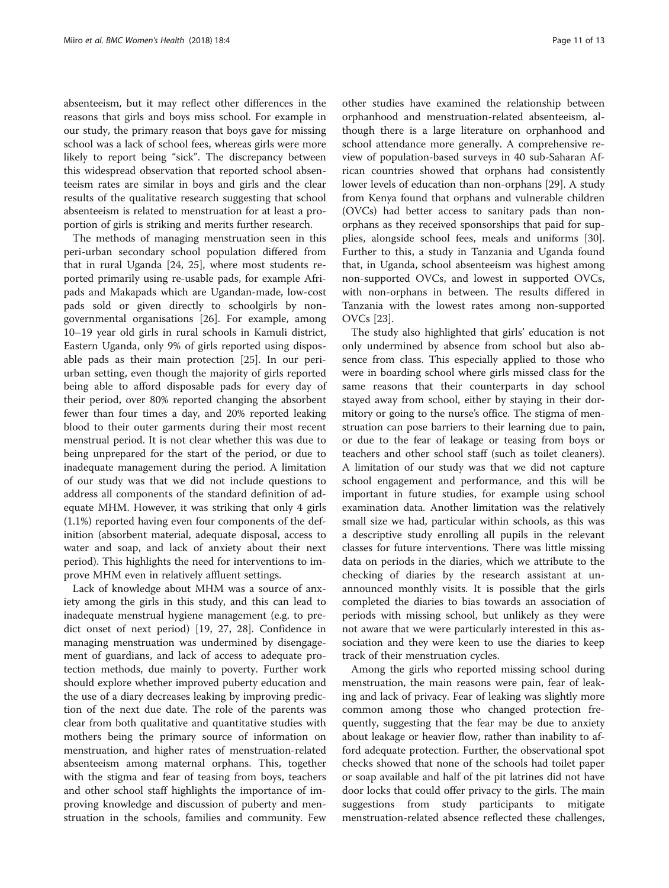absenteeism, but it may reflect other differences in the reasons that girls and boys miss school. For example in our study, the primary reason that boys gave for missing school was a lack of school fees, whereas girls were more likely to report being "sick". The discrepancy between this widespread observation that reported school absenteeism rates are similar in boys and girls and the clear results of the qualitative research suggesting that school absenteeism is related to menstruation for at least a proportion of girls is striking and merits further research.

The methods of managing menstruation seen in this peri-urban secondary school population differed from that in rural Uganda [24, 25], where most students reported primarily using re-usable pads, for example Afripads and Makapads which are Ugandan-made, low-cost pads sold or given directly to schoolgirls by non-governmental organisations [26]. For example, among 10–19 year old girls in rural schools in Kamuli district, Eastern Uganda, only 9% of girls reported using disposable pads as their main protection [25]. In our peri-urban setting, even though the majority of girls reported being able to afford disposable pads for every day of their period, over 80% reported changing the absorbent fewer than four times a day, and 20% reported leaking blood to their outer garments during their most recent menstrual period. It is not clear whether this was due to being unprepared for the start of the period, or due to inadequate management during the period. A limitation of our study was that we did not include questions to address all components of the standard definition of adequate MHM. However, it was striking that only 4 girls (1.1%) reported having even four components of the definition (absorbent material, adequate disposal, access to water and soap, and lack of anxiety about their next period). This highlights the need for interventions to improve MHM even in relatively affluent settings.

Lack of knowledge about MHM was a source of anxiety among the girls in this study, and this can lead to inadequate menstrual hygiene management (e.g. to predict onset of next period) [19, 27, 28]. Confidence in managing menstruation was undermined by disengagement of guardians, and lack of access to adequate protection methods, due mainly to poverty. Further work should explore whether improved puberty education and the use of a diary decreases leaking by improving prediction of the next due date. The role of the parents was clear from both qualitative and quantitative studies with mothers being the primary source of information on menstruation, and higher rates of menstruation-related absenteeism among maternal orphans. This, together with the stigma and fear of teasing from boys, teachers and other school staff highlights the importance of improving knowledge and discussion of puberty and menstruation in the schools, families and community. Few other studies have examined the relationship between orphanhood and menstruation-related absenteeism, although there is a large literature on orphanhood and school attendance more generally. A comprehensive review of population-based surveys in 40 sub-Saharan African countries showed that orphans had consistently lower levels of education than non-orphans [29]. A study from Kenya found that orphans and vulnerable children (OVCs) had better access to sanitary pads than non-orphans as they received sponsorships that paid for supplies, alongside school fees, meals and uniforms [30]. Further to this, a study in Tanzania and Uganda found that, in Uganda, school absenteeism was highest among non-supported OVCs, and lowest in supported OVCs, with non-orphans in between. The results differed in Tanzania with the lowest rates among non-supported OVCs [23].

The study also highlighted that girls' education is not only undermined by absence from school but also absence from class. This especially applied to those who were in boarding school where girls missed class for the same reasons that their counterparts in day school stayed away from school, either by staying in their dormitory or going to the nurse's office. The stigma of menstruation can pose barriers to their learning due to pain, or due to the fear of leakage or teasing from boys or teachers and other school staff (such as toilet cleaners). A limitation of our study was that we did not capture school engagement and performance, and this will be important in future studies, for example using school examination data. Another limitation was the relatively small size we had, particular within schools, as this was a descriptive study enrolling all pupils in the relevant classes for future interventions. There was little missing data on periods in the diaries, which we attribute to the checking of diaries by the research assistant at unannounced monthly visits. It is possible that the girls completed the diaries to bias towards an association of periods with missing school, but unlikely as they were not aware that we were particularly interested in this association and they were keen to use the diaries to keep track of their menstruation cycles.

Among the girls who reported missing school during menstruation, the main reasons were pain, fear of leaking and lack of privacy. Fear of leaking was slightly more common among those who changed protection frequently, suggesting that the fear may be due to anxiety about leakage or heavier flow, rather than inability to afford adequate protection. Further, the observational spot checks showed that none of the schools had toilet paper or soap available and half of the pit latrines did not have door locks that could offer privacy to the girls. The main suggestions from study participants to mitigate menstruation-related absence reflected these challenges,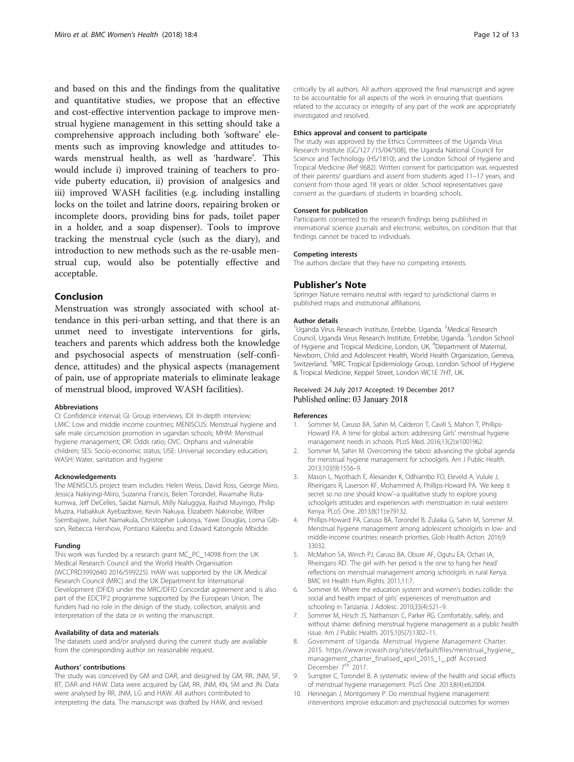and based on this and the findings from the qualitative and quantitative studies, we propose that an effective and cost-effective intervention package to improve menstrual hygiene management in this setting should take a comprehensive approach including both 'software' elements such as improving knowledge and attitudes towards menstrual health, as well as 'hardware'. This would include i) improved training of teachers to provide puberty education, ii) provision of analgesics and iii) improved WASH facilities (e.g. including installing locks on the toilet and latrine doors, repairing broken or incomplete doors, providing bins for pads, toilet paper in a holder, and a soap dispenser). Tools to improve tracking the menstrual cycle (such as the diary), and introduction to new methods such as the re-usable menstrual cup, would also be potentially effective and acceptable.

## Conclusion

Menstruation was strongly associated with school attendance in this peri-urban setting, and that there is an unmet need to investigate interventions for girls, teachers and parents which address both the knowledge and psychosocial aspects of menstruation (self-confidence, attitudes) and the physical aspects (management of pain, use of appropriate materials to eliminate leakage of menstrual blood, improved WASH facilities).

#### Abbreviations

CI: Confidence interval; GI: Group interviews; IDI: In-depth interview; LMIC: Low and middle income countries; MENISCUS: Menstrual hygiene and safe male circumcision promotion in ugandan schools; MHM: Menstrual hygiene management; OR: Odds ratio; OVC: Orphans and vulnerable children; SES: Socio-economic status; USE: Universal secondary education; WASH: Water, sanitation and hygiene

#### Acknowledgements

The MENISCUS project team includes: Helen Weiss, David Ross, George Miiro, Jessica Nakiyingi-Miiro, Suzanna Francis, Belen Torondel, Rwamahe Rutakumwa, Jeff DeCelles, Saidat Namuli, Milly Naluggya, Rashid Muyingo, Philip Muzira, Habakkuk Ayebazibwe, Kevin Nakuya, Elizabeth Nakinobe, Wilber Ssembajjwe, Juliet Namakula, Christopher Lukooya, Yawe Douglas, Lorna Gibson, Rebecca Hershow, Pontiano Kaleebu and Edward Katongole Mbidde.

#### Funding

This work was funded by a research grant MC_PC_14098 from the UK Medical Research Council and the World Health Organisation (WCCPRD3992640 2016/599225). HAW was supported by the UK Medical Research Council (MRC) and the UK Department for International Development (DFID) under the MRC/DFID Concordat agreement and is also part of the EDCTP2 programme supported by the European Union. The funders had no role in the design of the study, collection, analysis and interpretation of the data or in writing the manuscript.

#### Availability of data and materials

The datasets used and/or analysed during the current study are available from the corresponding author on reasonable request.

#### Authors' contributions

The study was conceived by GM and DAR, and designed by GM, RR, JNM, SF, BT, DAR and HAW. Data were acquired by GM, RR, JNM, KN, SM and JN. Data were analysed by RR, JNM, LG and HAW. All authors contributed to interpreting the data. The manuscript was drafted by HAW, and revised critically by all authors. All authors approved the final manuscript and agree to be accountable for all aspects of the work in ensuring that questions related to the accuracy or integrity of any part of the work are appropriately investigated and resolved.

#### Ethics approval and consent to participate

The study was approved by the Ethics Committees of the Uganda Virus Research Institute (GC/127 /15/04/508), the Uganda National Council for Science and Technology (HS/1810), and the London School of Hygiene and Tropical Medicine (Ref 9682). Written consent for participation was requested of their parents/ guardians and assent from students aged 11–17 years, and consent from those aged 18 years or older. School representatives gave consent as the guardians of students in boarding schools.

#### Consent for publication

Participants consented to the research findings being published in international science journals and electronic websites, on condition that that findings cannot be traced to individuals.

#### Competing interests

The authors declare that they have no competing interests.

## Publisher's Note

Springer Nature remains neutral with regard to jurisdictional claims in published maps and institutional affiliations.

#### Author details

[1]Uganda Virus Research Institute, Entebbe, Uganda. [2]Medical Research Council, Uganda Virus Research Institute, Entebbe, Uganda. [3]London School of Hygiene and Tropical Medicine, London, UK. [4]Department of Maternal, Newborn, Child and Adolescent Health, World Health Organization, Geneva, Switzerland. [5]MRC Tropical Epidemiology Group, London School of Hygiene & Tropical Medicine, Keppel Street, London WC1E 7HT, UK.

Received: 24 July 2017 Accepted: 19 December 2017
Published online: 03 January 2018

#### References

1. Sommer M, Caruso BA, Sahin M, Calderon T, Cavill S, Mahon T, Phillips-Howard PA. A time for global action: addressing Girls' menstrual hygiene management needs in schools. PLoS Med. 2016;13(2):e1001962.
2. Sommer M, Sahin M. Overcoming the taboo: advancing the global agenda for menstrual hygiene management for schoolgirls. Am J Public Health. 2013;103(9):1556–9.
3. Mason L, Nyothach E, Alexander K, Odhiambo FO, Eleveld A, Vulule J, Rheingans R, Laserson KF, Mohammed A, Phillips-Howard PA. 'We keep it secret so no one should know'–a qualitative study to explore young schoolgirls attitudes and experiences with menstruation in rural western Kenya. PLoS One. 2013;8(11):e79132.
4. Phillips-Howard PA, Caruso BA, Torondel B, Zulaika G, Sahin M, Sommer M. Menstrual hygiene management among adolescent schoolgirls in low- and middle-income countries: research priorities. Glob Health Action. 2016;9: 33032.
5. McMahon SA, Winch PJ, Caruso BA, Obure AF, Ogutu EA, Ochari IA, Rheingans RD. 'The girl with her period is the one to hang her head' reflections on menstrual management among schoolgirls in rural Kenya. BMC Int Health Hum Rights. 2011;11:7.
6. Sommer M. Where the education system and women's bodies collide: the social and health impact of girls' experiences of menstruation and schooling in Tanzania. J Adolesc. 2010;33(4):521–9.
7. Sommer M, Hirsch JS, Nathanson C, Parker RG. Comfortably, safely, and without shame: defining menstrual hygiene management as a public health issue. Am J Public Health. 2015;105(7):1302–11.
8. Government of Uganda. Menstrual Hygiene Management Charter. 2015. https://www.ircwash.org/sites/default/files/menstrual_hygiene_management_charter_finalised_april_2015_1_.pdf Accessed December 7th 2017.
9. Sumpter C, Torondel B. A systematic review of the health and social effects of menstrual hygiene management. PLoS One. 2013;8(4):e62004.
10. Hennegan J, Montgomery P. Do menstrual hygiene management interventions improve education and psychosocial outcomes for women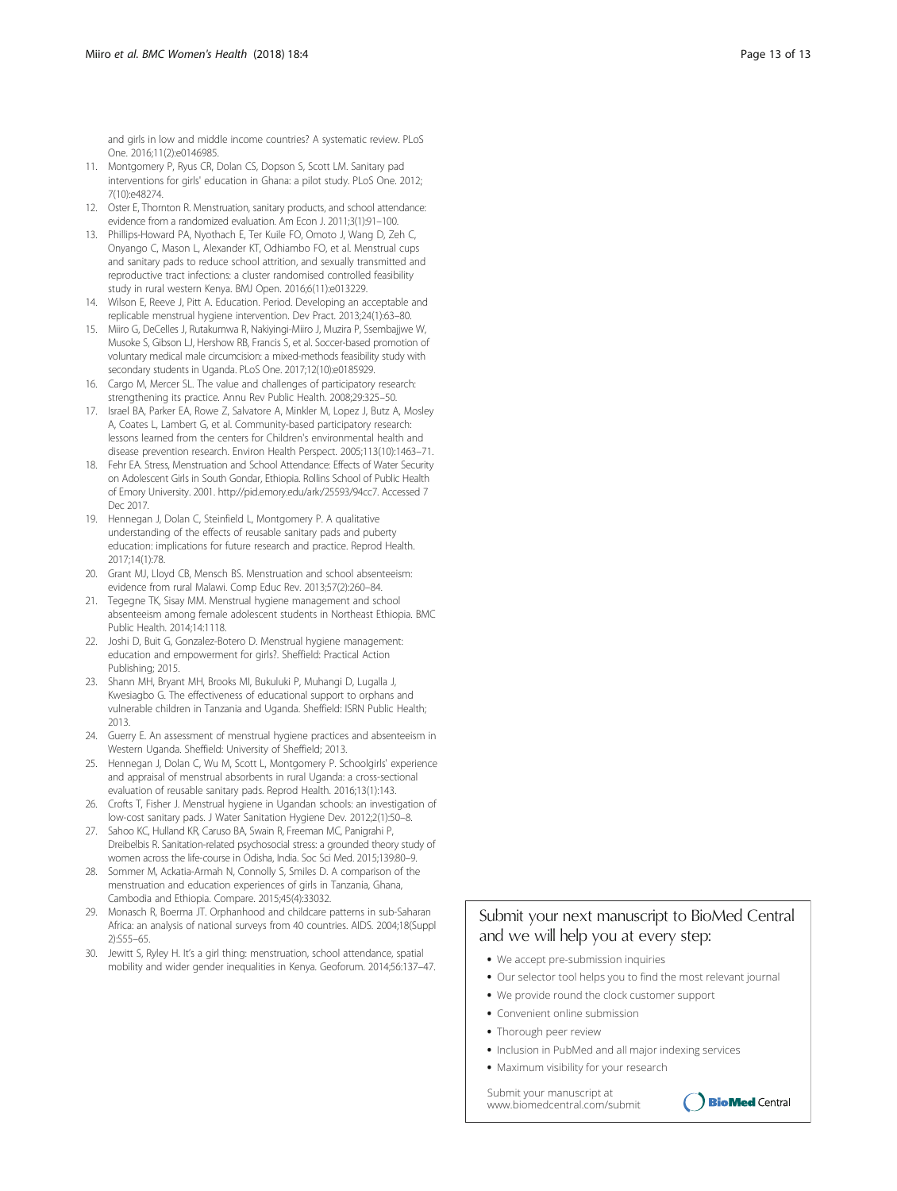and girls in low and middle income countries? A systematic review. PLoS One. 2016;11(2):e0146985.

11. Montgomery P, Ryus CR, Dolan CS, Dopson S, Scott LM. Sanitary pad interventions for girls' education in Ghana: a pilot study. PLoS One. 2012; 7(10):e48274.
12. Oster E, Thornton R. Menstruation, sanitary products, and school attendance: evidence from a randomized evaluation. Am Econ J. 2011;3(1):91–100.
13. Phillips-Howard PA, Nyothach E, Ter Kuile FO, Omoto J, Wang D, Zeh C, Onyango C, Mason L, Alexander KT, Odhiambo FO, et al. Menstrual cups and sanitary pads to reduce school attrition, and sexually transmitted and reproductive tract infections: a cluster randomised controlled feasibility study in rural western Kenya. BMJ Open. 2016;6(11):e013229.
14. Wilson E, Reeve J, Pitt A. Education. Period. Developing an acceptable and replicable menstrual hygiene intervention. Dev Pract. 2013;24(1):63–80.
15. Miiro G, DeCelles J, Rutakumwa R, Nakiyingi-Miiro J, Muzira P, Ssembajjwe W, Musoke S, Gibson LJ, Hershow RB, Francis S, et al. Soccer-based promotion of voluntary medical male circumcision: a mixed-methods feasibility study with secondary students in Uganda. PLoS One. 2017;12(10):e0185929.
16. Cargo M, Mercer SL. The value and challenges of participatory research: strengthening its practice. Annu Rev Public Health. 2008;29:325–50.
17. Israel BA, Parker EA, Rowe Z, Salvatore A, Minkler M, Lopez J, Butz A, Mosley A, Coates L, Lambert G, et al. Community-based participatory research: lessons learned from the centers for Children's environmental health and disease prevention research. Environ Health Perspect. 2005;113(10):1463–71.
18. Fehr EA. Stress, Menstruation and School Attendance: Effects of Water Security on Adolescent Girls in South Gondar, Ethiopia. Rollins School of Public Health of Emory University. 2001. http://pid.emory.edu/ark:/25593/94cc7. Accessed 7 Dec 2017.
19. Hennegan J, Dolan C, Steinfield L, Montgomery P. A qualitative understanding of the effects of reusable sanitary pads and puberty education: implications for future research and practice. Reprod Health. 2017;14(1):78.
20. Grant MJ, Lloyd CB, Mensch BS. Menstruation and school absenteeism: evidence from rural Malawi. Comp Educ Rev. 2013;57(2):260–84.
21. Tegegne TK, Sisay MM. Menstrual hygiene management and school absenteeism among female adolescent students in Northeast Ethiopia. BMC Public Health. 2014;14:1118.
22. Joshi D, Buit G, Gonzalez-Botero D. Menstrual hygiene management: education and empowerment for girls?. Sheffield: Practical Action Publishing; 2015.
23. Shann MH, Bryant MH, Brooks MI, Bukuluki P, Muhangi D, Lugalla J, Kwesiagbo G. The effectiveness of educational support to orphans and vulnerable children in Tanzania and Uganda. Sheffield: ISRN Public Health; 2013.
24. Guerry E. An assessment of menstrual hygiene practices and absenteeism in Western Uganda. Sheffield: University of Sheffield; 2013.
25. Hennegan J, Dolan C, Wu M, Scott L, Montgomery P. Schoolgirls' experience and appraisal of menstrual absorbents in rural Uganda: a cross-sectional evaluation of reusable sanitary pads. Reprod Health. 2016;13(1):143.
26. Crofts T, Fisher J. Menstrual hygiene in Ugandan schools: an investigation of low-cost sanitary pads. J Water Sanitation Hygiene Dev. 2012;2(1):50–8.
27. Sahoo KC, Hulland KR, Caruso BA, Swain R, Freeman MC, Panigrahi P, Dreibelbis R. Sanitation-related psychosocial stress: a grounded theory study of women across the life-course in Odisha, India. Soc Sci Med. 2015;139:80–9.
28. Sommer M, Ackatia-Armah N, Connolly S, Smiles D. A comparison of the menstruation and education experiences of girls in Tanzania, Ghana, Cambodia and Ethiopia. Compare. 2015;45(4):33032.
29. Monasch R, Boerma JT. Orphanhood and childcare patterns in sub-Saharan Africa: an analysis of national surveys from 40 countries. AIDS. 2004;18(Suppl 2):S55–65.
30. Jewitt S, Ryley H. It's a girl thing: menstruation, school attendance, spatial mobility and wider gender inequalities in Kenya. Geoforum. 2014;56:137–47.

Submit your next manuscript to BioMed Central and we will help you at every step:

- We accept pre-submission inquiries
- Our selector tool helps you to find the most relevant journal
- We provide round the clock customer support
- Convenient online submission
- Thorough peer review
- Inclusion in PubMed and all major indexing services
- Maximum visibility for your research

Submit your manuscript at www.biomedcentral.com/submit

BioMed Central